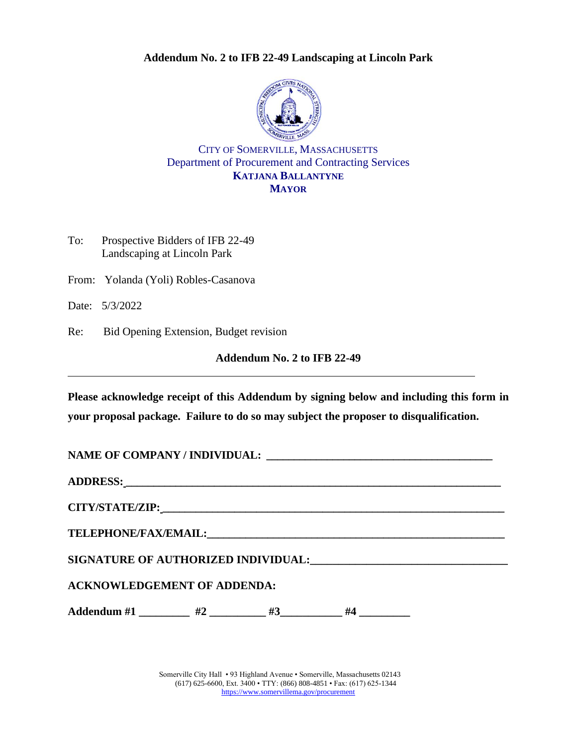**Addendum No. 2 to IFB 22-49 Landscaping at Lincoln Park**

CITY OF SOMERVILLE, MASSACHUSETTS
Department of Procurement and Contracting Services
**KATJANA BALLANTYNE**
**MAYOR**

To: Prospective Bidders of IFB 22-49
Landscaping at Lincoln Park

From: Yolanda (Yoli) Robles-Casanova

Date: 5/3/2022

Re: Bid Opening Extension, Budget revision

**Addendum No. 2 to IFB 22-49**

---

**Please acknowledge receipt of this Addendum by signing below and including this form in your proposal package. Failure to do so may subject the proposer to disqualification.**

**NAME OF COMPANY / INDIVIDUAL:** ________________________________________

**ADDRESS:** ____________________________________________________________________

**CITY/STATE/ZIP:** ______________________________________________________________

**TELEPHONE/FAX/EMAIL:** _________________________________________________________

**SIGNATURE OF AUTHORIZED INDIVIDUAL:** ___________________________________

**ACKNOWLEDGEMENT OF ADDENDA:**

**Addendum #1** _________ **#2** __________ **#3** ___________ **#4** _________

Somerville City Hall • 93 Highland Avenue • Somerville, Massachusetts 02143
(617) 625-6600, Ext. 3400 • TTY: (866) 808-4851 • Fax: (617) 625-1344
https://www.somervillema.gov/procurement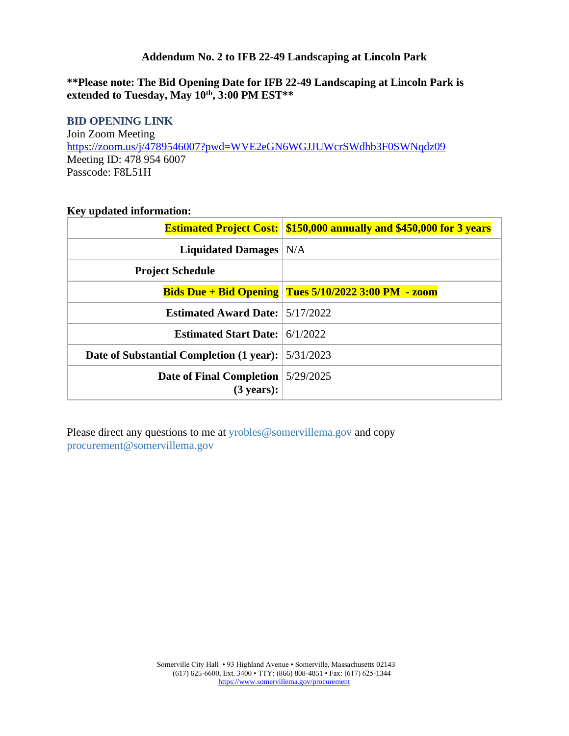**Addendum No. 2 to IFB 22-49 Landscaping at Lincoln Park**

**\*\*Please note: The Bid Opening Date for IFB 22-49 Landscaping at Lincoln Park is extended to Tuesday, May 10th, 3:00 PM EST\*\***

### BID OPENING LINK

Join Zoom Meeting
https://zoom.us/j/4789546007?pwd=WVE2eGN6WGJJUWcrSWdhb3F0SWNqdz09
Meeting ID: 478 954 6007
Passcode: F8L51H

**Key updated information:**

| | |
|---|---|
| **Estimated Project Cost:** | **$150,000 annually and $450,000 for 3 years** |
| **Liquidated Damages** | N/A |
| **Project Schedule** | |
| **Bids Due + Bid Opening** | **Tues 5/10/2022 3:00 PM - zoom** |
| **Estimated Award Date:** | 5/17/2022 |
| **Estimated Start Date:** | 6/1/2022 |
| **Date of Substantial Completion (1 year):** | 5/31/2023 |
| **Date of Final Completion (3 years):** | 5/29/2025 |

Please direct any questions to me at yrobles@somervillema.gov and copy procurement@somervillema.gov

Somerville City Hall • 93 Highland Avenue • Somerville, Massachusetts 02143
(617) 625-6600, Ext. 3400 • TTY: (866) 808-4851 • Fax: (617) 625-1344
https://www.somervillema.gov/procurement